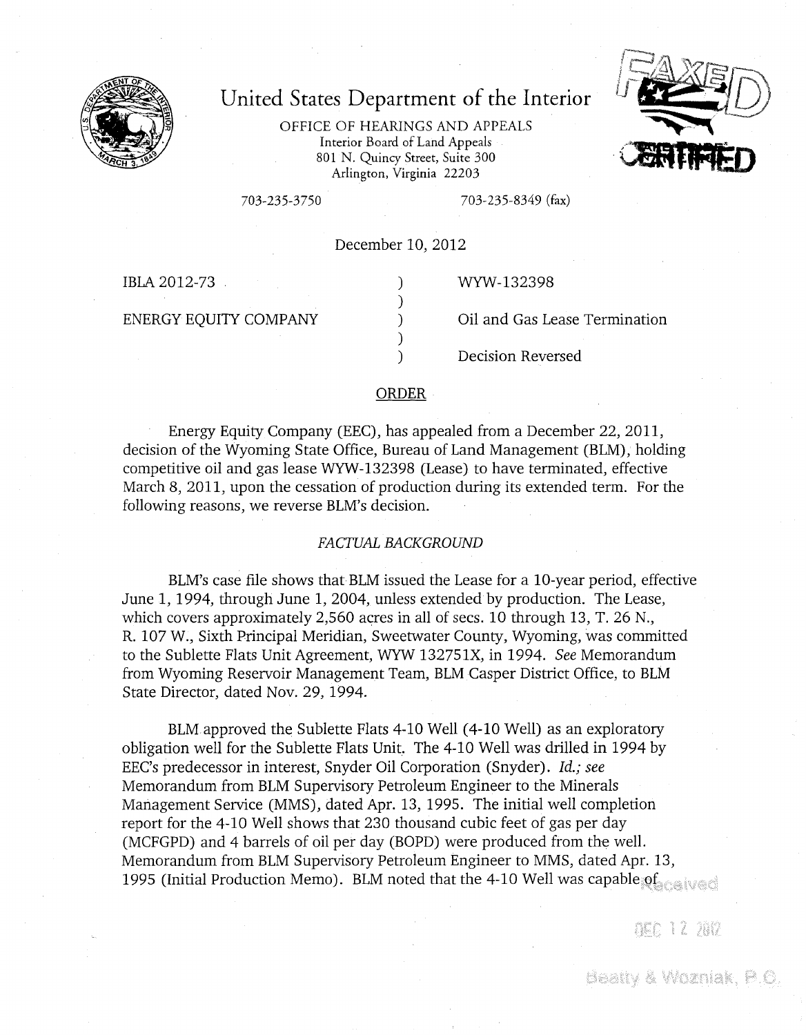# United States Department of the Interior

OFFICE OF HEARINGS AND APPEALS
Interior Board of Land Appeals
801 N. Quincy Street, Suite 300
Arlington, Virginia 22203

703-235-3750 703-235-8349 (fax)

December 10, 2012

| | | |
|---|---|---|
| IBLA 2012-73 | ) | WYW-132398 |
| | ) | |
| ENERGY EQUITY COMPANY | ) | Oil and Gas Lease Termination |
| | ) | |
| | ) | Decision Reversed |

## ORDER

Energy Equity Company (EEC), has appealed from a December 22, 2011, decision of the Wyoming State Office, Bureau of Land Management (BLM), holding competitive oil and gas lease WYW-132398 (Lease) to have terminated, effective March 8, 2011, upon the cessation of production during its extended term. For the following reasons, we reverse BLM's decision.

### *FACTUAL BACKGROUND*

BLM's case file shows that BLM issued the Lease for a 10-year period, effective June 1, 1994, through June 1, 2004, unless extended by production. The Lease, which covers approximately 2,560 acres in all of secs. 10 through 13, T. 26 N., R. 107 W., Sixth Principal Meridian, Sweetwater County, Wyoming, was committed to the Sublette Flats Unit Agreement, WYW 132751X, in 1994. *See* Memorandum from Wyoming Reservoir Management Team, BLM Casper District Office, to BLM State Director, dated Nov. 29, 1994.

BLM approved the Sublette Flats 4-10 Well (4-10 Well) as an exploratory obligation well for the Sublette Flats Unit. The 4-10 Well was drilled in 1994 by EEC's predecessor in interest, Snyder Oil Corporation (Snyder). *Id.; see* Memorandum from BLM Supervisory Petroleum Engineer to the Minerals Management Service (MMS), dated Apr. 13, 1995. The initial well completion report for the 4-10 Well shows that 230 thousand cubic feet of gas per day (MCFGPD) and 4 barrels of oil per day (BOPD) were produced from the well. Memorandum from BLM Supervisory Petroleum Engineer to MMS, dated Apr. 13, 1995 (Initial Production Memo). BLM noted that the 4-10 Well was capable of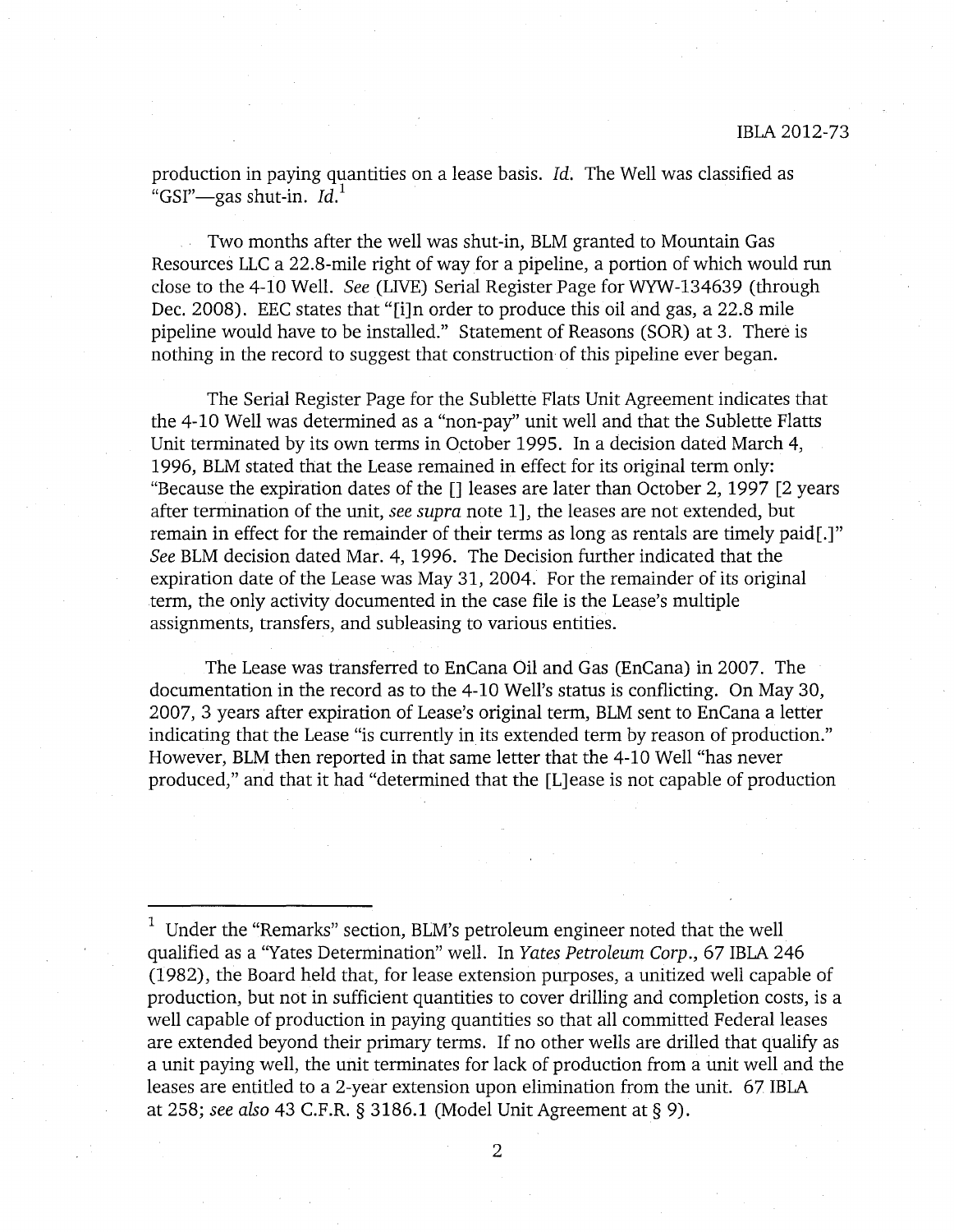production in paying quantities on a lease basis. *Id.* The Well was classified as "GSI"—gas shut-in. *Id.*[1]

Two months after the well was shut-in, BLM granted to Mountain Gas Resources LLC a 22.8-mile right of way for a pipeline, a portion of which would run close to the 4-10 Well. *See* (LIVE) Serial Register Page for WYW-134639 (through Dec. 2008). EEC states that "[i]n order to produce this oil and gas, a 22.8 mile pipeline would have to be installed." Statement of Reasons (SOR) at 3. There is nothing in the record to suggest that construction of this pipeline ever began.

The Serial Register Page for the Sublette Flats Unit Agreement indicates that the 4-10 Well was determined as a "non-pay" unit well and that the Sublette Flatts Unit terminated by its own terms in October 1995. In a decision dated March 4, 1996, BLM stated that the Lease remained in effect for its original term only: "Because the expiration dates of the [] leases are later than October 2, 1997 [2 years after termination of the unit, *see supra* note 1], the leases are not extended, but remain in effect for the remainder of their terms as long as rentals are timely paid[.]" *See* BLM decision dated Mar. 4, 1996. The Decision further indicated that the expiration date of the Lease was May 31, 2004. For the remainder of its original term, the only activity documented in the case file is the Lease's multiple assignments, transfers, and subleasing to various entities.

The Lease was transferred to EnCana Oil and Gas (EnCana) in 2007. The documentation in the record as to the 4-10 Well's status is conflicting. On May 30, 2007, 3 years after expiration of Lease's original term, BLM sent to EnCana a letter indicating that the Lease "is currently in its extended term by reason of production." However, BLM then reported in that same letter that the 4-10 Well "has never produced," and that it had "determined that the [L]ease is not capable of production

---

[1] Under the "Remarks" section, BLM's petroleum engineer noted that the well qualified as a "Yates Determination" well. In *Yates Petroleum Corp.*, 67 IBLA 246 (1982), the Board held that, for lease extension purposes, a unitized well capable of production, but not in sufficient quantities to cover drilling and completion costs, is a well capable of production in paying quantities so that all committed Federal leases are extended beyond their primary terms. If no other wells are drilled that qualify as a unit paying well, the unit terminates for lack of production from a unit well and the leases are entitled to a 2-year extension upon elimination from the unit. 67 IBLA at 258; *see also* 43 C.F.R. § 3186.1 (Model Unit Agreement at § 9).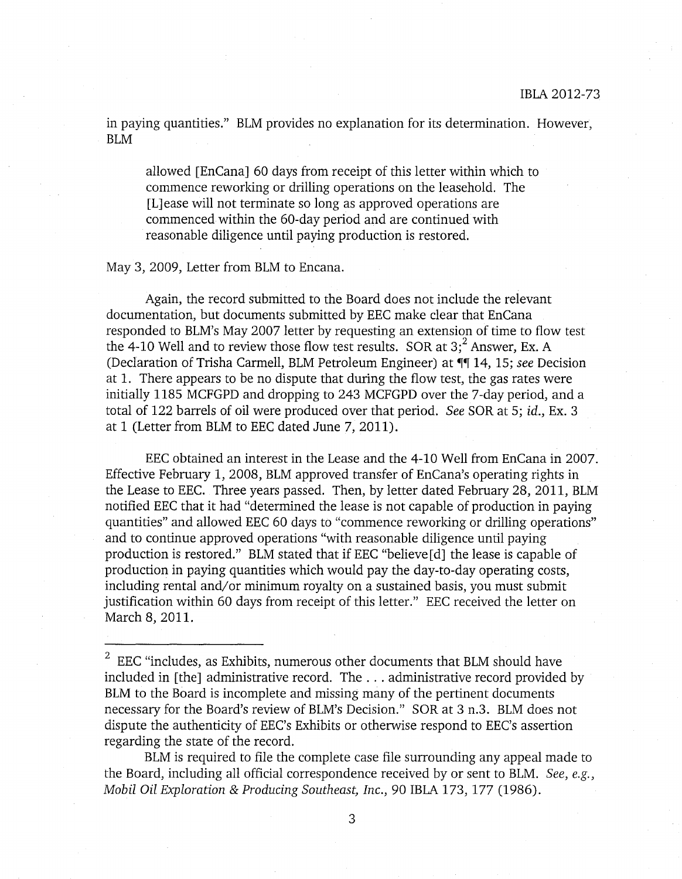in paying quantities." BLM provides no explanation for its determination. However, BLM

> allowed [EnCana] 60 days from receipt of this letter within which to commence reworking or drilling operations on the leasehold. The [L]ease will not terminate so long as approved operations are commenced within the 60-day period and are continued with reasonable diligence until paying production is restored.

May 3, 2009, Letter from BLM to Encana.

Again, the record submitted to the Board does not include the relevant documentation, but documents submitted by EEC make clear that EnCana responded to BLM's May 2007 letter by requesting an extension of time to flow test the 4-10 Well and to review those flow test results. SOR at 3;[2] Answer, Ex. A (Declaration of Trisha Carmell, BLM Petroleum Engineer) at ¶¶ 14, 15; *see* Decision at 1. There appears to be no dispute that during the flow test, the gas rates were initially 1185 MCFGPD and dropping to 243 MCFGPD over the 7-day period, and a total of 122 barrels of oil were produced over that period. *See* SOR at 5; *id.*, Ex. 3 at 1 (Letter from BLM to EEC dated June 7, 2011).

EEC obtained an interest in the Lease and the 4-10 Well from EnCana in 2007. Effective February 1, 2008, BLM approved transfer of EnCana's operating rights in the Lease to EEC. Three years passed. Then, by letter dated February 28, 2011, BLM notified EEC that it had "determined the lease is not capable of production in paying quantities" and allowed EEC 60 days to "commence reworking or drilling operations" and to continue approved operations "with reasonable diligence until paying production is restored." BLM stated that if EEC "believe[d] the lease is capable of production in paying quantities which would pay the day-to-day operating costs, including rental and/or minimum royalty on a sustained basis, you must submit justification within 60 days from receipt of this letter." EEC received the letter on March 8, 2011.

---

[2] EEC "includes, as Exhibits, numerous other documents that BLM should have included in [the] administrative record. The . . . administrative record provided by BLM to the Board is incomplete and missing many of the pertinent documents necessary for the Board's review of BLM's Decision." SOR at 3 n.3. BLM does not dispute the authenticity of EEC's Exhibits or otherwise respond to EEC's assertion regarding the state of the record.

BLM is required to file the complete case file surrounding any appeal made to the Board, including all official correspondence received by or sent to BLM. *See, e.g., Mobil Oil Exploration & Producing Southeast, Inc.*, 90 IBLA 173, 177 (1986).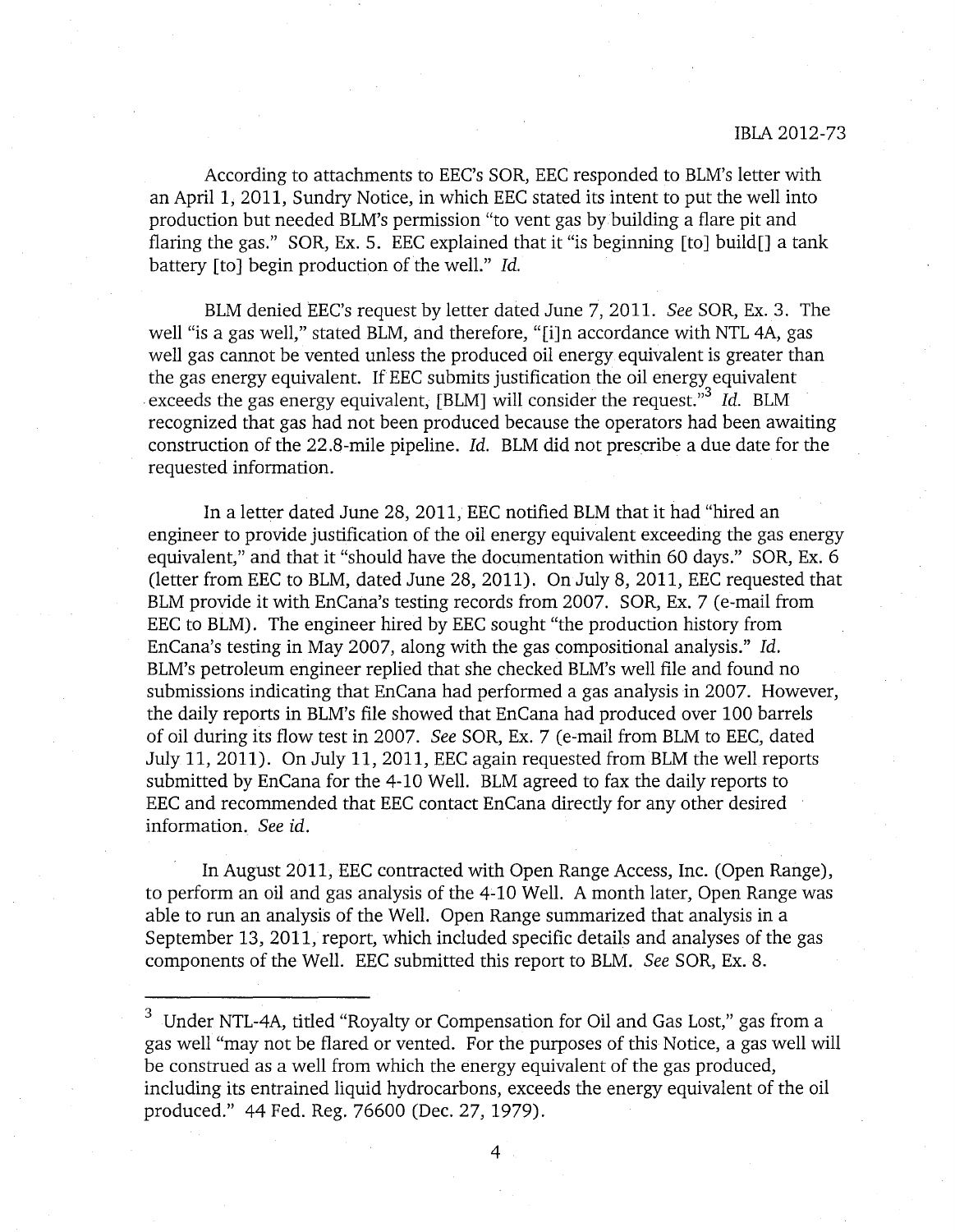According to attachments to EEC's SOR, EEC responded to BLM's letter with an April 1, 2011, Sundry Notice, in which EEC stated its intent to put the well into production but needed BLM's permission "to vent gas by building a flare pit and flaring the gas." SOR, Ex. 5. EEC explained that it "is beginning [to] build[] a tank battery [to] begin production of the well." *Id.*

BLM denied EEC's request by letter dated June 7, 2011. *See* SOR, Ex. 3. The well "is a gas well," stated BLM, and therefore, "[i]n accordance with NTL 4A, gas well gas cannot be vented unless the produced oil energy equivalent is greater than the gas energy equivalent. If EEC submits justification the oil energy equivalent exceeds the gas energy equivalent, [BLM] will consider the request."[3] *Id.* BLM recognized that gas had not been produced because the operators had been awaiting construction of the 22.8-mile pipeline. *Id.* BLM did not prescribe a due date for the requested information.

In a letter dated June 28, 2011, EEC notified BLM that it had "hired an engineer to provide justification of the oil energy equivalent exceeding the gas energy equivalent," and that it "should have the documentation within 60 days." SOR, Ex. 6 (letter from EEC to BLM, dated June 28, 2011). On July 8, 2011, EEC requested that BLM provide it with EnCana's testing records from 2007. SOR, Ex. 7 (e-mail from EEC to BLM). The engineer hired by EEC sought "the production history from EnCana's testing in May 2007, along with the gas compositional analysis." *Id.* BLM's petroleum engineer replied that she checked BLM's well file and found no submissions indicating that EnCana had performed a gas analysis in 2007. However, the daily reports in BLM's file showed that EnCana had produced over 100 barrels of oil during its flow test in 2007. *See* SOR, Ex. 7 (e-mail from BLM to EEC, dated July 11, 2011). On July 11, 2011, EEC again requested from BLM the well reports submitted by EnCana for the 4-10 Well. BLM agreed to fax the daily reports to EEC and recommended that EEC contact EnCana directly for any other desired information. *See id.*

In August 2011, EEC contracted with Open Range Access, Inc. (Open Range), to perform an oil and gas analysis of the 4-10 Well. A month later, Open Range was able to run an analysis of the Well. Open Range summarized that analysis in a September 13, 2011, report, which included specific details and analyses of the gas components of the Well. EEC submitted this report to BLM. *See* SOR, Ex. 8.

---

[3] Under NTL-4A, titled "Royalty or Compensation for Oil and Gas Lost," gas from a gas well "may not be flared or vented. For the purposes of this Notice, a gas well will be construed as a well from which the energy equivalent of the gas produced, including its entrained liquid hydrocarbons, exceeds the energy equivalent of the oil produced." 44 Fed. Reg. 76600 (Dec. 27, 1979).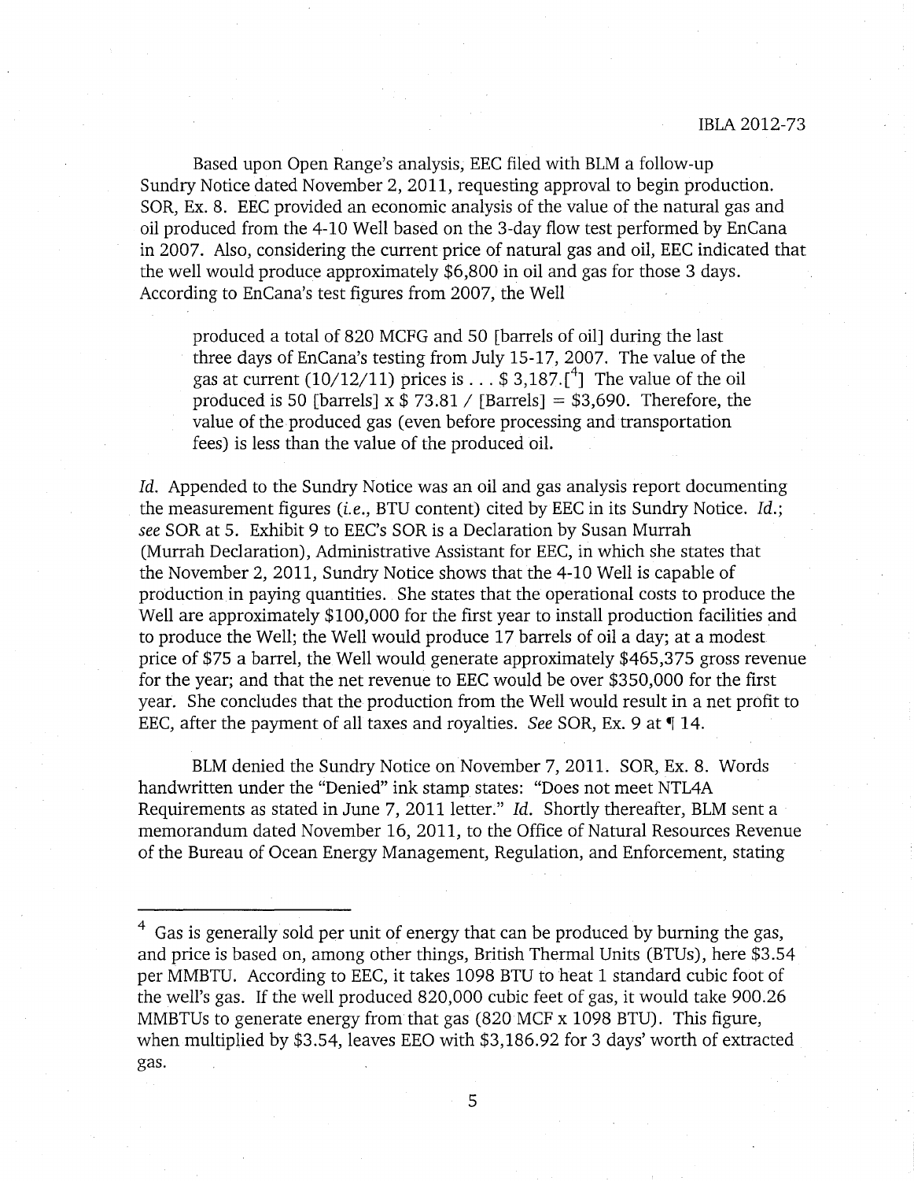Based upon Open Range's analysis, EEC filed with BLM a follow-up Sundry Notice dated November 2, 2011, requesting approval to begin production. SOR, Ex. 8. EEC provided an economic analysis of the value of the natural gas and oil produced from the 4-10 Well based on the 3-day flow test performed by EnCana in 2007. Also, considering the current price of natural gas and oil, EEC indicated that the well would produce approximately $6,800 in oil and gas for those 3 days. According to EnCana's test figures from 2007, the Well

> produced a total of 820 MCFG and 50 [barrels of oil] during the last three days of EnCana's testing from July 15-17, 2007. The value of the gas at current (10/12/11) prices is . . . $ 3,187.[4] The value of the oil produced is 50 [barrels] x $ 73.81 / [Barrels] = $3,690. Therefore, the value of the produced gas (even before processing and transportation fees) is less than the value of the produced oil.

*Id.* Appended to the Sundry Notice was an oil and gas analysis report documenting the measurement figures (*i.e.*, BTU content) cited by EEC in its Sundry Notice. *Id.*; *see* SOR at 5. Exhibit 9 to EEC's SOR is a Declaration by Susan Murrah (Murrah Declaration), Administrative Assistant for EEC, in which she states that the November 2, 2011, Sundry Notice shows that the 4-10 Well is capable of production in paying quantities. She states that the operational costs to produce the Well are approximately $100,000 for the first year to install production facilities and to produce the Well; the Well would produce 17 barrels of oil a day; at a modest price of $75 a barrel, the Well would generate approximately $465,375 gross revenue for the year; and that the net revenue to EEC would be over $350,000 for the first year. She concludes that the production from the Well would result in a net profit to EEC, after the payment of all taxes and royalties. *See* SOR, Ex. 9 at ¶ 14.

BLM denied the Sundry Notice on November 7, 2011. SOR, Ex. 8. Words handwritten under the "Denied" ink stamp states: "Does not meet NTL4A Requirements as stated in June 7, 2011 letter." *Id.* Shortly thereafter, BLM sent a memorandum dated November 16, 2011, to the Office of Natural Resources Revenue of the Bureau of Ocean Energy Management, Regulation, and Enforcement, stating

---

[4] Gas is generally sold per unit of energy that can be produced by burning the gas, and price is based on, among other things, British Thermal Units (BTUs), here $3.54 per MMBTU. According to EEC, it takes 1098 BTU to heat 1 standard cubic foot of the well's gas. If the well produced 820,000 cubic feet of gas, it would take 900.26 MMBTUs to generate energy from that gas (820 MCF x 1098 BTU). This figure, when multiplied by $3.54, leaves EEO with $3,186.92 for 3 days' worth of extracted gas.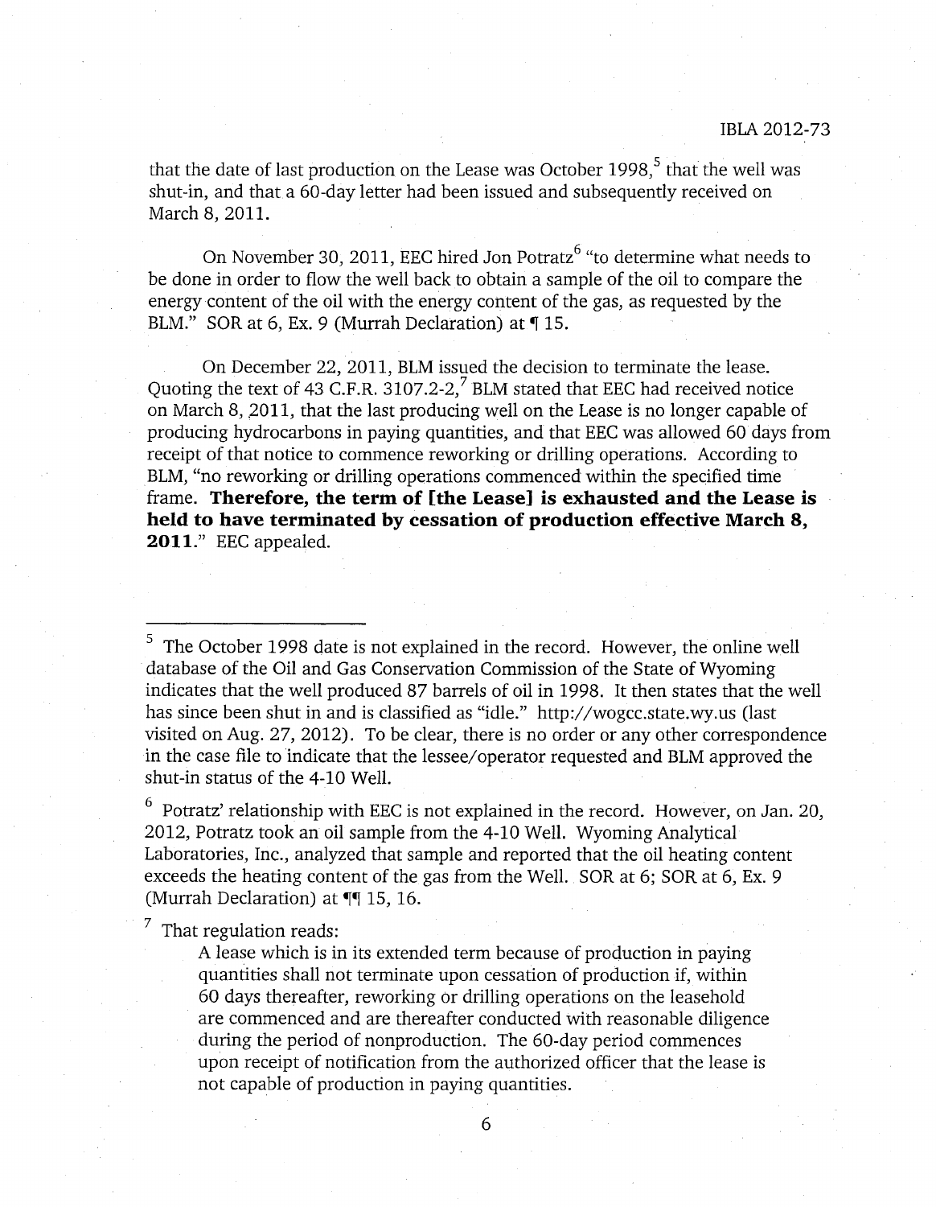that the date of last production on the Lease was October 1998,[5] that the well was shut-in, and that a 60-day letter had been issued and subsequently received on March 8, 2011.

On November 30, 2011, EEC hired Jon Potratz[6] "to determine what needs to be done in order to flow the well back to obtain a sample of the oil to compare the energy content of the oil with the energy content of the gas, as requested by the BLM." SOR at 6, Ex. 9 (Murrah Declaration) at ¶ 15.

On December 22, 2011, BLM issued the decision to terminate the lease. Quoting the text of 43 C.F.R. 3107.2-2,[7] BLM stated that EEC had received notice on March 8, 2011, that the last producing well on the Lease is no longer capable of producing hydrocarbons in paying quantities, and that EEC was allowed 60 days from receipt of that notice to commence reworking or drilling operations. According to BLM, "no reworking or drilling operations commenced within the specified time frame. **Therefore, the term of [the Lease] is exhausted and the Lease is held to have terminated by cessation of production effective March 8, 2011.**" EEC appealed.

---

[5] The October 1998 date is not explained in the record. However, the online well database of the Oil and Gas Conservation Commission of the State of Wyoming indicates that the well produced 87 barrels of oil in 1998. It then states that the well has since been shut in and is classified as "idle." http://wogcc.state.wy.us (last visited on Aug. 27, 2012). To be clear, there is no order or any other correspondence in the case file to indicate that the lessee/operator requested and BLM approved the shut-in status of the 4-10 Well.

[6] Potratz' relationship with EEC is not explained in the record. However, on Jan. 20, 2012, Potratz took an oil sample from the 4-10 Well. Wyoming Analytical Laboratories, Inc., analyzed that sample and reported that the oil heating content exceeds the heating content of the gas from the Well. SOR at 6; SOR at 6, Ex. 9 (Murrah Declaration) at ¶¶ 15, 16.

[7] That regulation reads:

> A lease which is in its extended term because of production in paying quantities shall not terminate upon cessation of production if, within 60 days thereafter, reworking or drilling operations on the leasehold are commenced and are thereafter conducted with reasonable diligence during the period of nonproduction. The 60-day period commences upon receipt of notification from the authorized officer that the lease is not capable of production in paying quantities.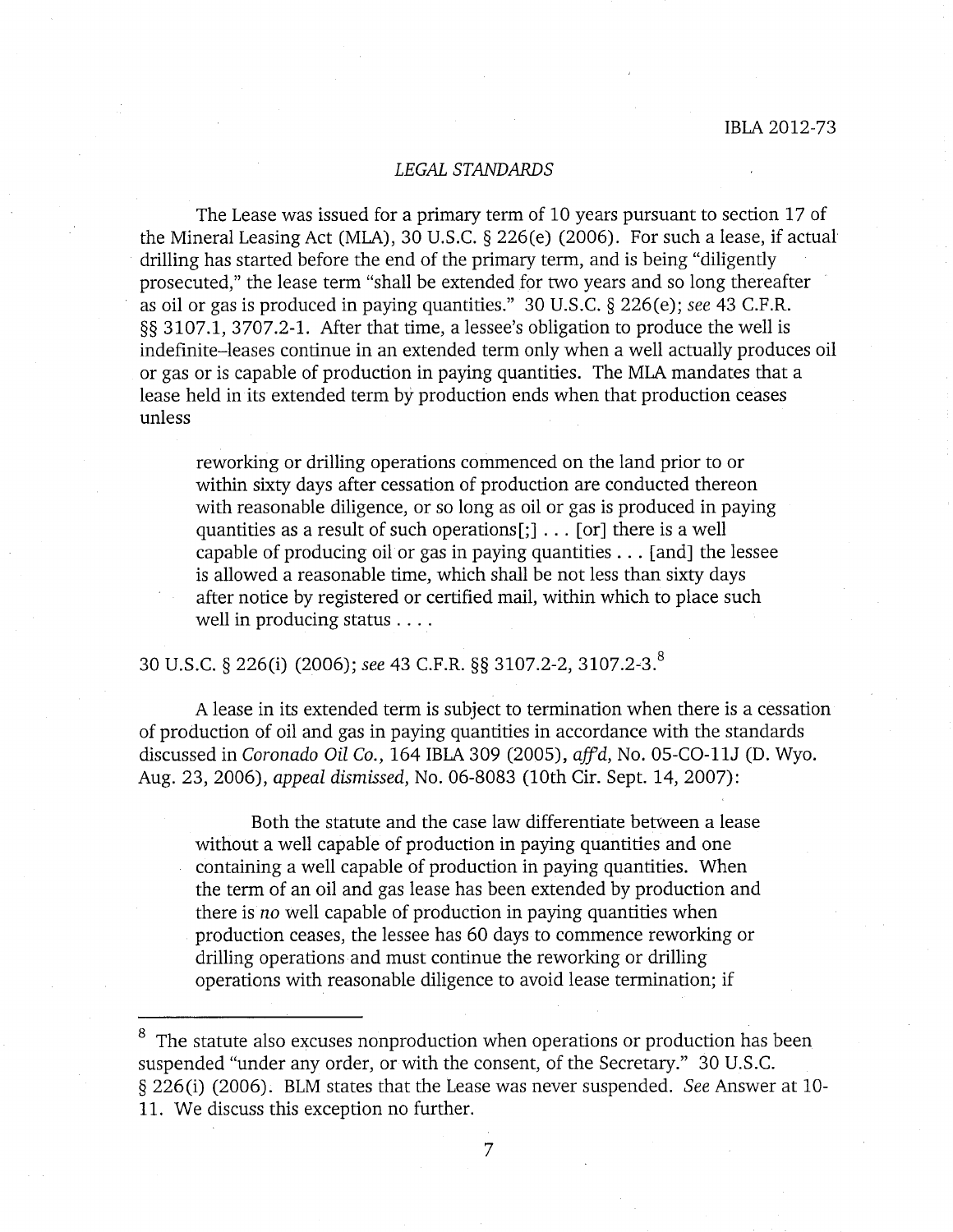## *LEGAL STANDARDS*

The Lease was issued for a primary term of 10 years pursuant to section 17 of the Mineral Leasing Act (MLA), 30 U.S.C. § 226(e) (2006). For such a lease, if actual drilling has started before the end of the primary term, and is being "diligently prosecuted," the lease term "shall be extended for two years and so long thereafter as oil or gas is produced in paying quantities." 30 U.S.C. § 226(e); *see* 43 C.F.R. §§ 3107.1, 3707.2-1. After that time, a lessee's obligation to produce the well is indefinite–leases continue in an extended term only when a well actually produces oil or gas or is capable of production in paying quantities. The MLA mandates that a lease held in its extended term by production ends when that production ceases unless

> reworking or drilling operations commenced on the land prior to or within sixty days after cessation of production are conducted thereon with reasonable diligence, or so long as oil or gas is produced in paying quantities as a result of such operations[;] . . . [or] there is a well capable of producing oil or gas in paying quantities . . . [and] the lessee is allowed a reasonable time, which shall be not less than sixty days after notice by registered or certified mail, within which to place such well in producing status . . . .

30 U.S.C. § 226(i) (2006); *see* 43 C.F.R. §§ 3107.2-2, 3107.2-3.[8]

A lease in its extended term is subject to termination when there is a cessation of production of oil and gas in paying quantities in accordance with the standards discussed in *Coronado Oil Co.*, 164 IBLA 309 (2005), *aff'd*, No. 05-CO-11J (D. Wyo. Aug. 23, 2006), *appeal dismissed*, No. 06-8083 (10th Cir. Sept. 14, 2007):

> Both the statute and the case law differentiate between a lease without a well capable of production in paying quantities and one containing a well capable of production in paying quantities. When the term of an oil and gas lease has been extended by production and there is *no* well capable of production in paying quantities when production ceases, the lessee has 60 days to commence reworking or drilling operations and must continue the reworking or drilling operations with reasonable diligence to avoid lease termination; if

---

[8] The statute also excuses nonproduction when operations or production has been suspended "under any order, or with the consent, of the Secretary." 30 U.S.C. § 226(i) (2006). BLM states that the Lease was never suspended. *See* Answer at 10-11. We discuss this exception no further.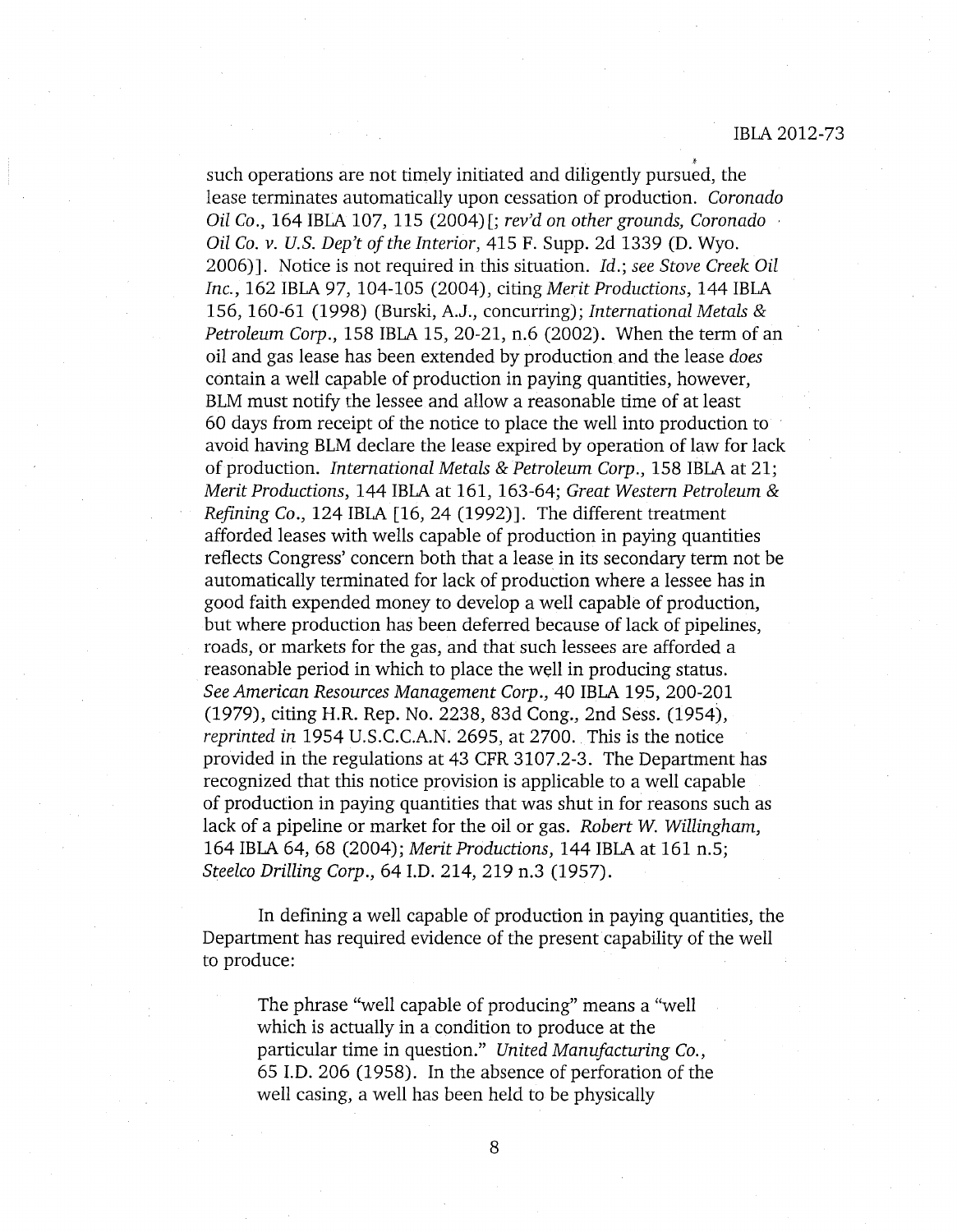such operations are not timely initiated and diligently pursued, the lease terminates automatically upon cessation of production. *Coronado Oil Co.*, 164 IBLA 107, 115 (2004)[; *rev'd on other grounds, Coronado Oil Co. v. U.S. Dep't of the Interior*, 415 F. Supp. 2d 1339 (D. Wyo. 2006)]. Notice is not required in this situation. *Id.*; *see Stove Creek Oil Inc.*, 162 IBLA 97, 104-105 (2004), citing *Merit Productions*, 144 IBLA 156, 160-61 (1998) (Burski, A.J., concurring); *International Metals & Petroleum Corp.*, 158 IBLA 15, 20-21, n.6 (2002). When the term of an oil and gas lease has been extended by production and the lease *does* contain a well capable of production in paying quantities, however, BLM must notify the lessee and allow a reasonable time of at least 60 days from receipt of the notice to place the well into production to avoid having BLM declare the lease expired by operation of law for lack of production. *International Metals & Petroleum Corp.*, 158 IBLA at 21; *Merit Productions*, 144 IBLA at 161, 163-64; *Great Western Petroleum & Refining Co.*, 124 IBLA [16, 24 (1992)]. The different treatment afforded leases with wells capable of production in paying quantities reflects Congress' concern both that a lease in its secondary term not be automatically terminated for lack of production where a lessee has in good faith expended money to develop a well capable of production, but where production has been deferred because of lack of pipelines, roads, or markets for the gas, and that such lessees are afforded a reasonable period in which to place the well in producing status. *See American Resources Management Corp.*, 40 IBLA 195, 200-201 (1979), citing H.R. Rep. No. 2238, 83d Cong., 2nd Sess. (1954), *reprinted in* 1954 U.S.C.C.A.N. 2695, at 2700. This is the notice provided in the regulations at 43 CFR 3107.2-3. The Department has recognized that this notice provision is applicable to a well capable of production in paying quantities that was shut in for reasons such as lack of a pipeline or market for the oil or gas. *Robert W. Willingham*, 164 IBLA 64, 68 (2004); *Merit Productions*, 144 IBLA at 161 n.5; *Steelco Drilling Corp.*, 64 I.D. 214, 219 n.3 (1957).

In defining a well capable of production in paying quantities, the Department has required evidence of the present capability of the well to produce:

> The phrase "well capable of producing" means a "well which is actually in a condition to produce at the particular time in question." *United Manufacturing Co.*, 65 I.D. 206 (1958). In the absence of perforation of the well casing, a well has been held to be physically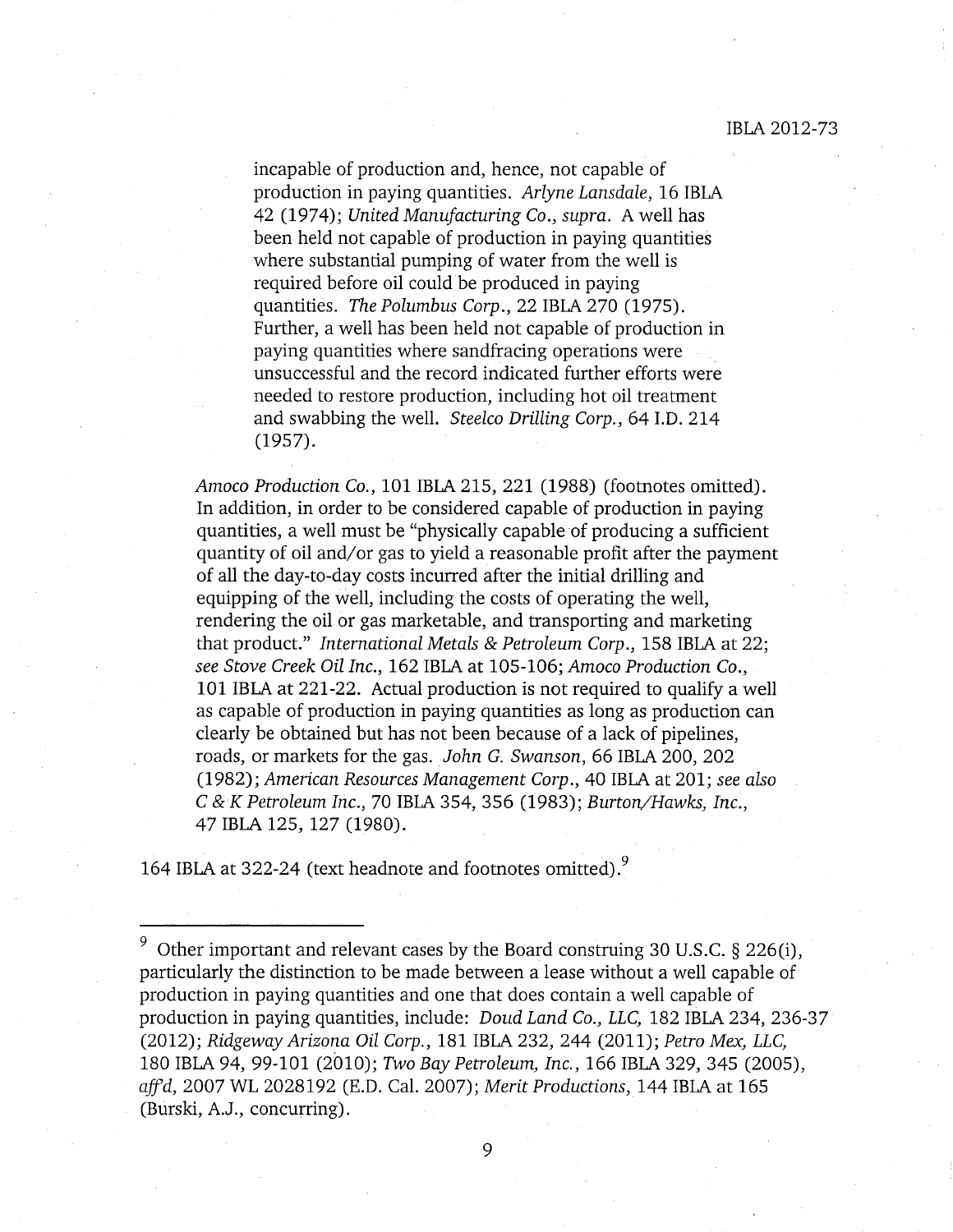> incapable of production and, hence, not capable of production in paying quantities. *Arlyne Lansdale*, 16 IBLA 42 (1974); *United Manufacturing Co.*, *supra*. A well has been held not capable of production in paying quantities where substantial pumping of water from the well is required before oil could be produced in paying quantities. *The Polumbus Corp.*, 22 IBLA 270 (1975). Further, a well has been held not capable of production in paying quantities where sandfracing operations were unsuccessful and the record indicated further efforts were needed to restore production, including hot oil treatment and swabbing the well. *Steelco Drilling Corp.*, 64 I.D. 214 (1957).
>
> *Amoco Production Co.*, 101 IBLA 215, 221 (1988) (footnotes omitted). In addition, in order to be considered capable of production in paying quantities, a well must be "physically capable of producing a sufficient quantity of oil and/or gas to yield a reasonable profit after the payment of all the day-to-day costs incurred after the initial drilling and equipping of the well, including the costs of operating the well, rendering the oil or gas marketable, and transporting and marketing that product." *International Metals & Petroleum Corp.*, 158 IBLA at 22; *see Stove Creek Oil Inc.*, 162 IBLA at 105-106; *Amoco Production Co.*, 101 IBLA at 221-22. Actual production is not required to qualify a well as capable of production in paying quantities as long as production can clearly be obtained but has not been because of a lack of pipelines, roads, or markets for the gas. *John G. Swanson*, 66 IBLA 200, 202 (1982); *American Resources Management Corp.*, 40 IBLA at 201; *see also C & K Petroleum Inc.*, 70 IBLA 354, 356 (1983); *Burton/Hawks, Inc.*, 47 IBLA 125, 127 (1980).

164 IBLA at 322-24 (text headnote and footnotes omitted).[9]

---

[9] Other important and relevant cases by the Board construing 30 U.S.C. § 226(i), particularly the distinction to be made between a lease without a well capable of production in paying quantities and one that does contain a well capable of production in paying quantities, include: *Doud Land Co., LLC*, 182 IBLA 234, 236-37 (2012); *Ridgeway Arizona Oil Corp.*, 181 IBLA 232, 244 (2011); *Petro Mex, LLC*, 180 IBLA 94, 99-101 (2010); *Two Bay Petroleum, Inc.*, 166 IBLA 329, 345 (2005), *aff'd*, 2007 WL 2028192 (E.D. Cal. 2007); *Merit Productions*, 144 IBLA at 165 (Burski, A.J., concurring).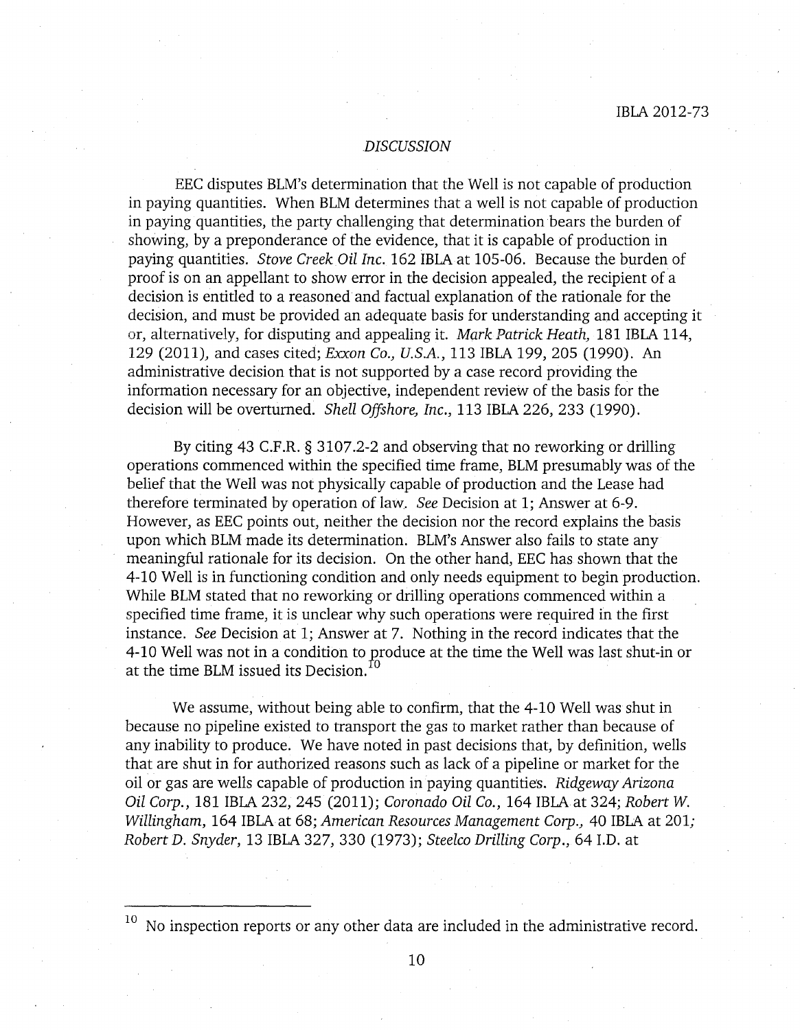## *DISCUSSION*

EEC disputes BLM's determination that the Well is not capable of production in paying quantities. When BLM determines that a well is not capable of production in paying quantities, the party challenging that determination bears the burden of showing, by a preponderance of the evidence, that it is capable of production in paying quantities. *Stove Creek Oil Inc.* 162 IBLA at 105-06. Because the burden of proof is on an appellant to show error in the decision appealed, the recipient of a decision is entitled to a reasoned and factual explanation of the rationale for the decision, and must be provided an adequate basis for understanding and accepting it or, alternatively, for disputing and appealing it. *Mark Patrick Heath,* 181 IBLA 114, 129 (2011), and cases cited; *Exxon Co., U.S.A.*, 113 IBLA 199, 205 (1990). An administrative decision that is not supported by a case record providing the information necessary for an objective, independent review of the basis for the decision will be overturned. *Shell Offshore, Inc.*, 113 IBLA 226, 233 (1990).

By citing 43 C.F.R. § 3107.2-2 and observing that no reworking or drilling operations commenced within the specified time frame, BLM presumably was of the belief that the Well was not physically capable of production and the Lease had therefore terminated by operation of law. *See* Decision at 1; Answer at 6-9. However, as EEC points out, neither the decision nor the record explains the basis upon which BLM made its determination. BLM's Answer also fails to state any meaningful rationale for its decision. On the other hand, EEC has shown that the 4-10 Well is in functioning condition and only needs equipment to begin production. While BLM stated that no reworking or drilling operations commenced within a specified time frame, it is unclear why such operations were required in the first instance. *See* Decision at 1; Answer at 7. Nothing in the record indicates that the 4-10 Well was not in a condition to produce at the time the Well was last shut-in or at the time BLM issued its Decision.[10]

We assume, without being able to confirm, that the 4-10 Well was shut in because no pipeline existed to transport the gas to market rather than because of any inability to produce. We have noted in past decisions that, by definition, wells that are shut in for authorized reasons such as lack of a pipeline or market for the oil or gas are wells capable of production in paying quantities. *Ridgeway Arizona Oil Corp.*, 181 IBLA 232, 245 (2011); *Coronado Oil Co.*, 164 IBLA at 324; *Robert W. Willingham*, 164 IBLA at 68; *American Resources Management Corp.*, 40 IBLA at 201; *Robert D. Snyder*, 13 IBLA 327, 330 (1973); *Steelco Drilling Corp.*, 64 I.D. at

---

[10] No inspection reports or any other data are included in the administrative record.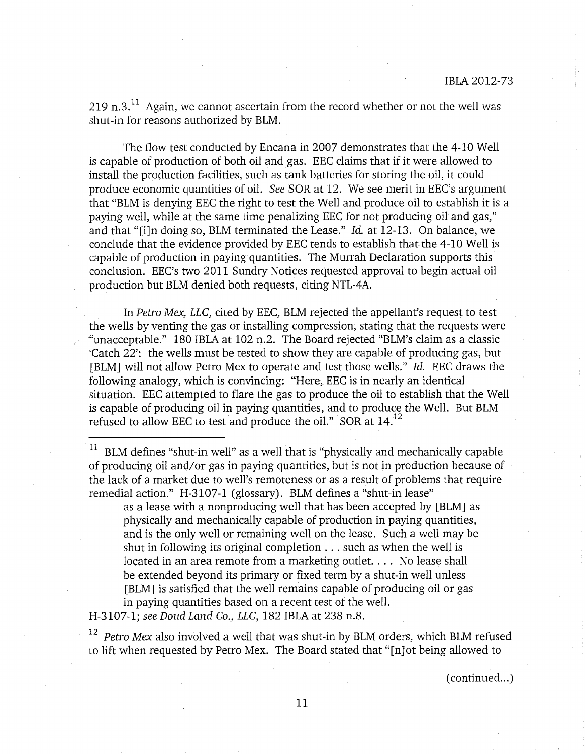219 n.3.[11] Again, we cannot ascertain from the record whether or not the well was shut-in for reasons authorized by BLM.

The flow test conducted by Encana in 2007 demonstrates that the 4-10 Well is capable of production of both oil and gas. EEC claims that if it were allowed to install the production facilities, such as tank batteries for storing the oil, it could produce economic quantities of oil. *See* SOR at 12. We see merit in EEC's argument that "BLM is denying EEC the right to test the Well and produce oil to establish it is a paying well, while at the same time penalizing EEC for not producing oil and gas," and that "[i]n doing so, BLM terminated the Lease." *Id.* at 12-13. On balance, we conclude that the evidence provided by EEC tends to establish that the 4-10 Well is capable of production in paying quantities. The Murrah Declaration supports this conclusion. EEC's two 2011 Sundry Notices requested approval to begin actual oil production but BLM denied both requests, citing NTL-4A.

In *Petro Mex, LLC*, cited by EEC, BLM rejected the appellant's request to test the wells by venting the gas or installing compression, stating that the requests were "unacceptable." 180 IBLA at 102 n.2. The Board rejected "BLM's claim as a classic 'Catch 22': the wells must be tested to show they are capable of producing gas, but [BLM] will not allow Petro Mex to operate and test those wells." *Id.* EEC draws the following analogy, which is convincing: "Here, EEC is in nearly an identical situation. EEC attempted to flare the gas to produce the oil to establish that the Well is capable of producing oil in paying quantities, and to produce the Well. But BLM refused to allow EEC to test and produce the oil." SOR at 14.[12]

---

[11] BLM defines "shut-in well" as a well that is "physically and mechanically capable of producing oil and/or gas in paying quantities, but is not in production because of the lack of a market due to well's remoteness or as a result of problems that require remedial action." H-3107-1 (glossary). BLM defines a "shut-in lease"

> as a lease with a nonproducing well that has been accepted by [BLM] as physically and mechanically capable of production in paying quantities, and is the only well or remaining well on the lease. Such a well may be shut in following its original completion . . . such as when the well is located in an area remote from a marketing outlet. . . . No lease shall be extended beyond its primary or fixed term by a shut-in well unless [BLM] is satisfied that the well remains capable of producing oil or gas in paying quantities based on a recent test of the well.

H-3107-1; *see Doud Land Co., LLC*, 182 IBLA at 238 n.8.

[12] *Petro Mex* also involved a well that was shut-in by BLM orders, which BLM refused to lift when requested by Petro Mex. The Board stated that "[n]ot being allowed to

(continued...)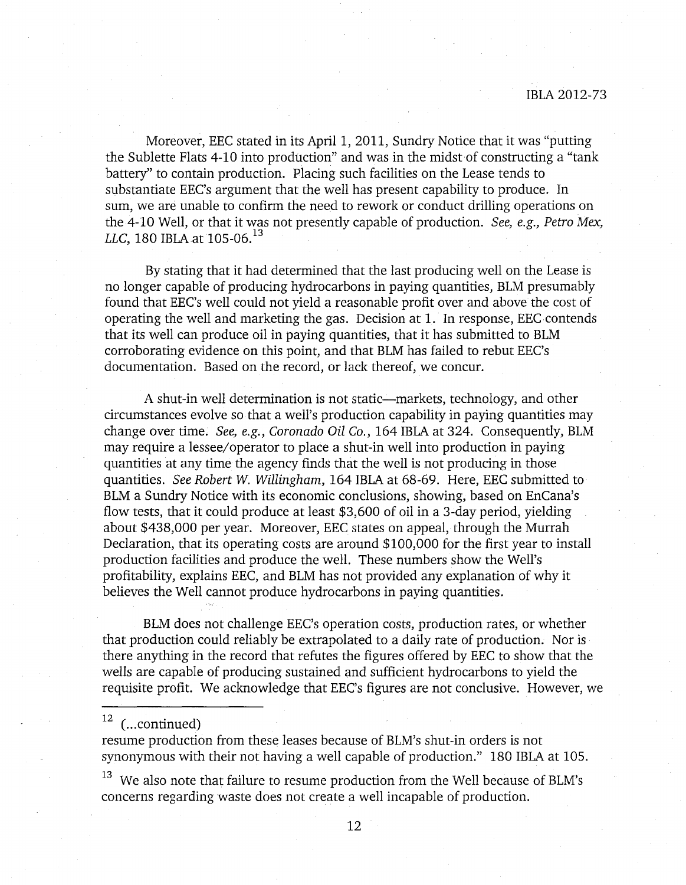Moreover, EEC stated in its April 1, 2011, Sundry Notice that it was "putting the Sublette Flats 4-10 into production" and was in the midst of constructing a "tank battery" to contain production. Placing such facilities on the Lease tends to substantiate EEC's argument that the well has present capability to produce. In sum, we are unable to confirm the need to rework or conduct drilling operations on the 4-10 Well, or that it was not presently capable of production. *See, e.g., Petro Mex, LLC*, 180 IBLA at 105-06.[13]

By stating that it had determined that the last producing well on the Lease is no longer capable of producing hydrocarbons in paying quantities, BLM presumably found that EEC's well could not yield a reasonable profit over and above the cost of operating the well and marketing the gas. Decision at 1. In response, EEC contends that its well can produce oil in paying quantities, that it has submitted to BLM corroborating evidence on this point, and that BLM has failed to rebut EEC's documentation. Based on the record, or lack thereof, we concur.

A shut-in well determination is not static—markets, technology, and other circumstances evolve so that a well's production capability in paying quantities may change over time. *See, e.g., Coronado Oil Co.*, 164 IBLA at 324. Consequently, BLM may require a lessee/operator to place a shut-in well into production in paying quantities at any time the agency finds that the well is not producing in those quantities. *See Robert W. Willingham*, 164 IBLA at 68-69. Here, EEC submitted to BLM a Sundry Notice with its economic conclusions, showing, based on EnCana's flow tests, that it could produce at least $3,600 of oil in a 3-day period, yielding about $438,000 per year. Moreover, EEC states on appeal, through the Murrah Declaration, that its operating costs are around $100,000 for the first year to install production facilities and produce the well. These numbers show the Well's profitability, explains EEC, and BLM has not provided any explanation of why it believes the Well cannot produce hydrocarbons in paying quantities.

BLM does not challenge EEC's operation costs, production rates, or whether that production could reliably be extrapolated to a daily rate of production. Nor is there anything in the record that refutes the figures offered by EEC to show that the wells are capable of producing sustained and sufficient hydrocarbons to yield the requisite profit. We acknowledge that EEC's figures are not conclusive. However, we

---

[12] (...continued)
resume production from these leases because of BLM's shut-in orders is not synonymous with their not having a well capable of production." 180 IBLA at 105.

[13] We also note that failure to resume production from the Well because of BLM's concerns regarding waste does not create a well incapable of production.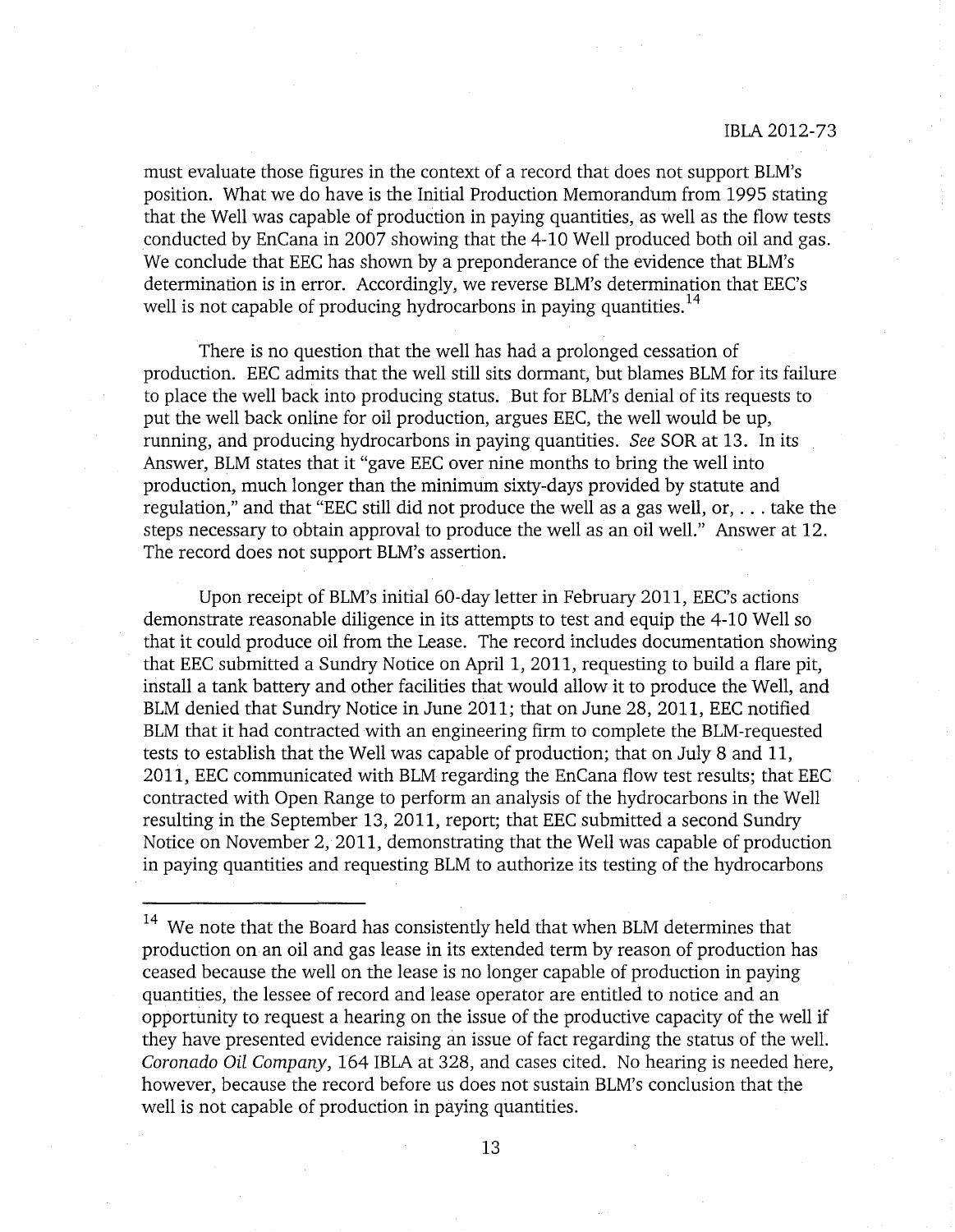must evaluate those figures in the context of a record that does not support BLM's position. What we do have is the Initial Production Memorandum from 1995 stating that the Well was capable of production in paying quantities, as well as the flow tests conducted by EnCana in 2007 showing that the 4-10 Well produced both oil and gas. We conclude that EEC has shown by a preponderance of the evidence that BLM's determination is in error. Accordingly, we reverse BLM's determination that EEC's well is not capable of producing hydrocarbons in paying quantities.[14]

There is no question that the well has had a prolonged cessation of production. EEC admits that the well still sits dormant, but blames BLM for its failure to place the well back into producing status. But for BLM's denial of its requests to put the well back online for oil production, argues EEC, the well would be up, running, and producing hydrocarbons in paying quantities. *See* SOR at 13. In its Answer, BLM states that it "gave EEC over nine months to bring the well into production, much longer than the minimum sixty-days provided by statute and regulation," and that "EEC still did not produce the well as a gas well, or, . . . take the steps necessary to obtain approval to produce the well as an oil well." Answer at 12. The record does not support BLM's assertion.

Upon receipt of BLM's initial 60-day letter in February 2011, EEC's actions demonstrate reasonable diligence in its attempts to test and equip the 4-10 Well so that it could produce oil from the Lease. The record includes documentation showing that EEC submitted a Sundry Notice on April 1, 2011, requesting to build a flare pit, install a tank battery and other facilities that would allow it to produce the Well, and BLM denied that Sundry Notice in June 2011; that on June 28, 2011, EEC notified BLM that it had contracted with an engineering firm to complete the BLM-requested tests to establish that the Well was capable of production; that on July 8 and 11, 2011, EEC communicated with BLM regarding the EnCana flow test results; that EEC contracted with Open Range to perform an analysis of the hydrocarbons in the Well resulting in the September 13, 2011, report; that EEC submitted a second Sundry Notice on November 2, 2011, demonstrating that the Well was capable of production in paying quantities and requesting BLM to authorize its testing of the hydrocarbons

---

[14] We note that the Board has consistently held that when BLM determines that production on an oil and gas lease in its extended term by reason of production has ceased because the well on the lease is no longer capable of production in paying quantities, the lessee of record and lease operator are entitled to notice and an opportunity to request a hearing on the issue of the productive capacity of the well if they have presented evidence raising an issue of fact regarding the status of the well. *Coronado Oil Company*, 164 IBLA at 328, and cases cited. No hearing is needed here, however, because the record before us does not sustain BLM's conclusion that the well is not capable of production in paying quantities.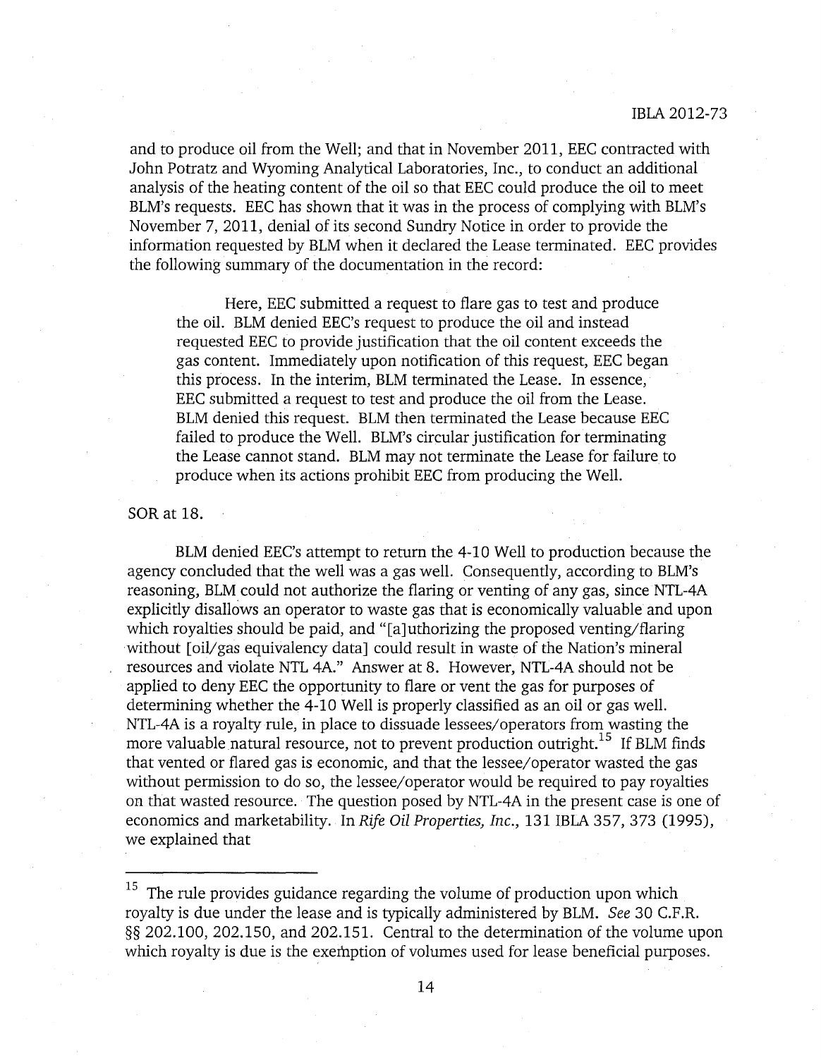and to produce oil from the Well; and that in November 2011, EEC contracted with John Potratz and Wyoming Analytical Laboratories, Inc., to conduct an additional analysis of the heating content of the oil so that EEC could produce the oil to meet BLM's requests. EEC has shown that it was in the process of complying with BLM's November 7, 2011, denial of its second Sundry Notice in order to provide the information requested by BLM when it declared the Lease terminated. EEC provides the following summary of the documentation in the record:

> Here, EEC submitted a request to flare gas to test and produce the oil. BLM denied EEC's request to produce the oil and instead requested EEC to provide justification that the oil content exceeds the gas content. Immediately upon notification of this request, EEC began this process. In the interim, BLM terminated the Lease. In essence, EEC submitted a request to test and produce the oil from the Lease. BLM denied this request. BLM then terminated the Lease because EEC failed to produce the Well. BLM's circular justification for terminating the Lease cannot stand. BLM may not terminate the Lease for failure to produce when its actions prohibit EEC from producing the Well.

SOR at 18.

BLM denied EEC's attempt to return the 4-10 Well to production because the agency concluded that the well was a gas well. Consequently, according to BLM's reasoning, BLM could not authorize the flaring or venting of any gas, since NTL-4A explicitly disallows an operator to waste gas that is economically valuable and upon which royalties should be paid, and "[a]uthorizing the proposed venting/flaring without [oil/gas equivalency data] could result in waste of the Nation's mineral resources and violate NTL 4A." Answer at 8. However, NTL-4A should not be applied to deny EEC the opportunity to flare or vent the gas for purposes of determining whether the 4-10 Well is properly classified as an oil or gas well. NTL-4A is a royalty rule, in place to dissuade lessees/operators from wasting the more valuable natural resource, not to prevent production outright.[15] If BLM finds that vented or flared gas is economic, and that the lessee/operator wasted the gas without permission to do so, the lessee/operator would be required to pay royalties on that wasted resource. The question posed by NTL-4A in the present case is one of economics and marketability. In *Rife Oil Properties, Inc.*, 131 IBLA 357, 373 (1995), we explained that

---

[15] The rule provides guidance regarding the volume of production upon which royalty is due under the lease and is typically administered by BLM. *See* 30 C.F.R. §§ 202.100, 202.150, and 202.151. Central to the determination of the volume upon which royalty is due is the exemption of volumes used for lease beneficial purposes.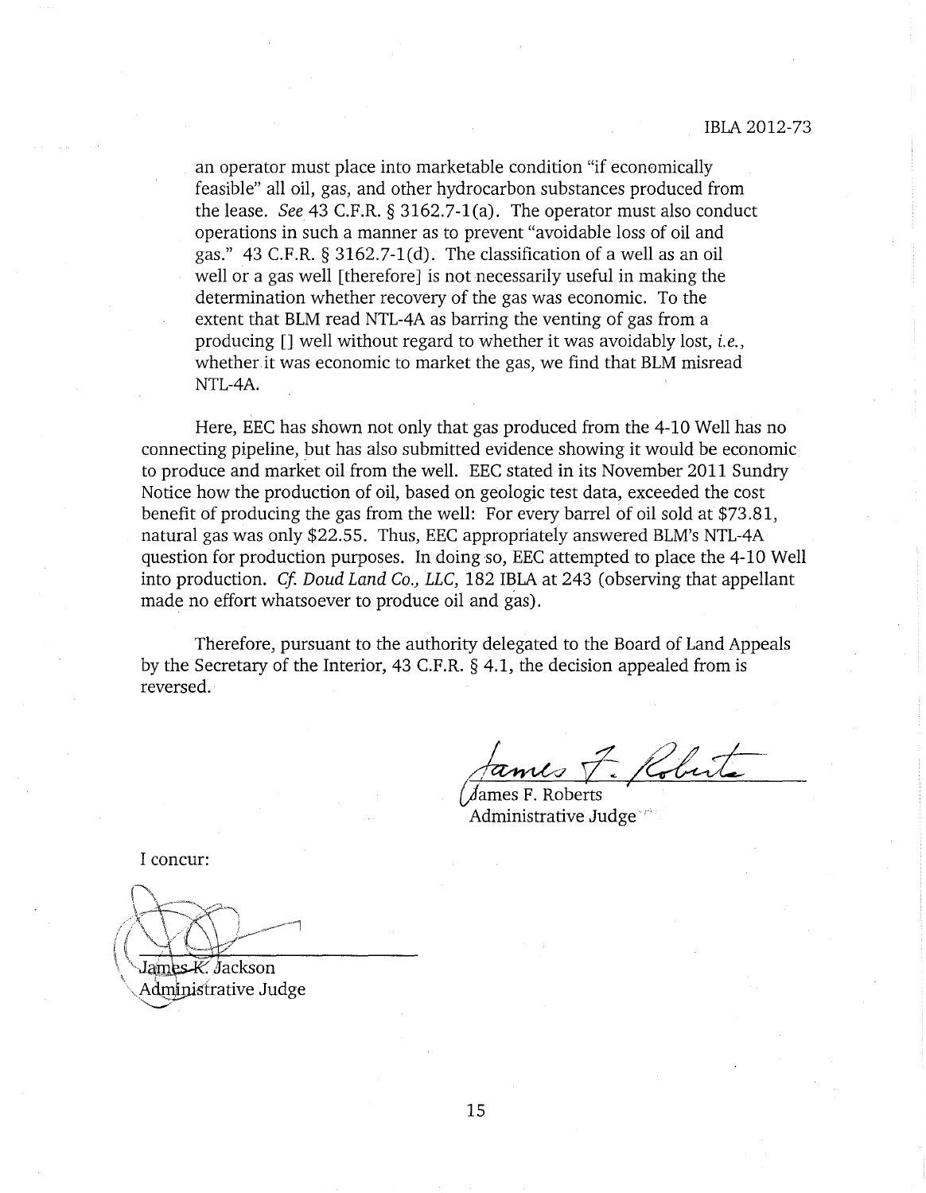> an operator must place into marketable condition "if economically feasible" all oil, gas, and other hydrocarbon substances produced from the lease. *See* 43 C.F.R. § 3162.7-1(a). The operator must also conduct operations in such a manner as to prevent "avoidable loss of oil and gas." 43 C.F.R. § 3162.7-1(d). The classification of a well as an oil well or a gas well [therefore] is not necessarily useful in making the determination whether recovery of the gas was economic. To the extent that BLM read NTL-4A as barring the venting of gas from a producing [] well without regard to whether it was avoidably lost, *i.e.*, whether it was economic to market the gas, we find that BLM misread NTL-4A.

Here, EEC has shown not only that gas produced from the 4-10 Well has no connecting pipeline, but has also submitted evidence showing it would be economic to produce and market oil from the well. EEC stated in its November 2011 Sundry Notice how the production of oil, based on geologic test data, exceeded the cost benefit of producing the gas from the well: For every barrel of oil sold at $73.81, natural gas was only $22.55. Thus, EEC appropriately answered BLM's NTL-4A question for production purposes. In doing so, EEC attempted to place the 4-10 Well into production. *Cf. Doud Land Co., LLC*, 182 IBLA at 243 (observing that appellant made no effort whatsoever to produce oil and gas).

Therefore, pursuant to the authority delegated to the Board of Land Appeals by the Secretary of the Interior, 43 C.F.R. § 4.1, the decision appealed from is reversed.

James F. Roberts
Administrative Judge

I concur:

James K. Jackson
Administrative Judge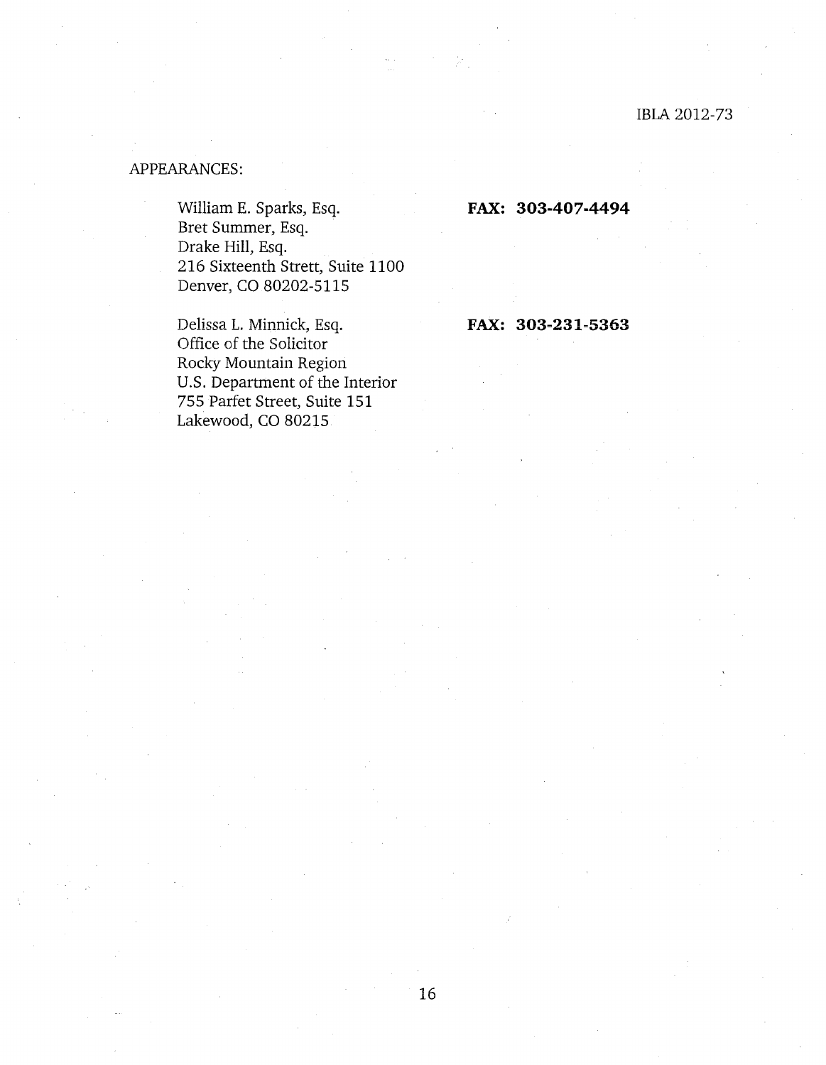APPEARANCES:

William E. Sparks, Esq. **FAX: 303-407-4494**
Bret Summer, Esq.
Drake Hill, Esq.
216 Sixteenth Strett, Suite 1100
Denver, CO 80202-5115

Delissa L. Minnick, Esq. **FAX: 303-231-5363**
Office of the Solicitor
Rocky Mountain Region
U.S. Department of the Interior
755 Parfet Street, Suite 151
Lakewood, CO 80215